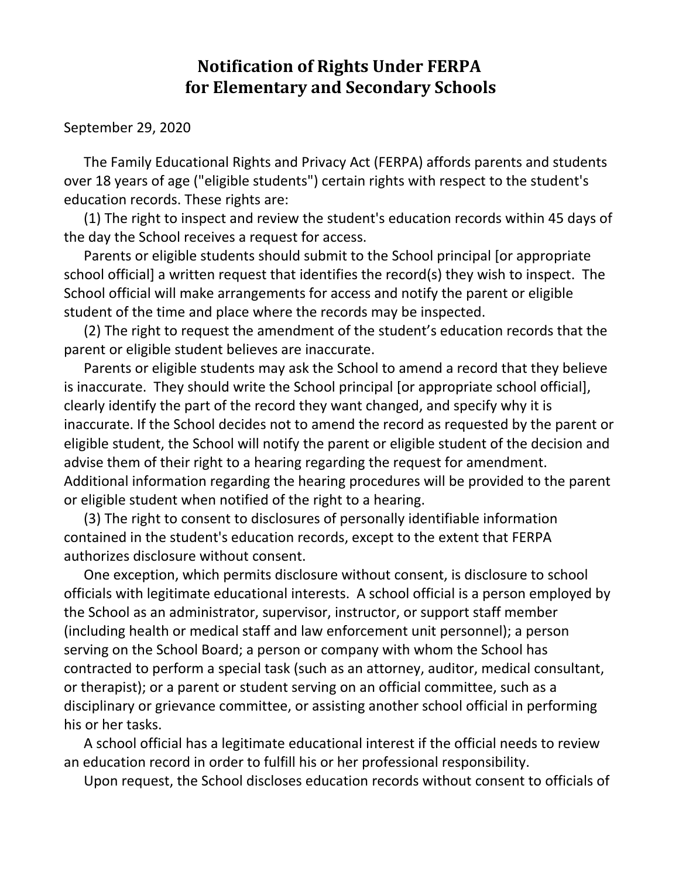# Notification of Rights Under FERPA for Elementary and Secondary Schools

September 29, 2020

The Family Educational Rights and Privacy Act (FERPA) affords parents and students over 18 years of age ("eligible students") certain rights with respect to the student's education records. These rights are:

(1) The right to inspect and review the student's education records within 45 days of the day the School receives a request for access.

Parents or eligible students should submit to the School principal [or appropriate school official] a written request that identifies the record(s) they wish to inspect. The School official will make arrangements for access and notify the parent or eligible student of the time and place where the records may be inspected.

(2) The right to request the amendment of the student's education records that the parent or eligible student believes are inaccurate.

Parents or eligible students may ask the School to amend a record that they believe is inaccurate. They should write the School principal [or appropriate school official], clearly identify the part of the record they want changed, and specify why it is inaccurate. If the School decides not to amend the record as requested by the parent or eligible student, the School will notify the parent or eligible student of the decision and advise them of their right to a hearing regarding the request for amendment. Additional information regarding the hearing procedures will be provided to the parent or eligible student when notified of the right to a hearing.

(3) The right to consent to disclosures of personally identifiable information contained in the student's education records, except to the extent that FERPA authorizes disclosure without consent.

One exception, which permits disclosure without consent, is disclosure to school officials with legitimate educational interests. A school official is a person employed by the School as an administrator, supervisor, instructor, or support staff member (including health or medical staff and law enforcement unit personnel); a person serving on the School Board; a person or company with whom the School has contracted to perform a special task (such as an attorney, auditor, medical consultant, or therapist); or a parent or student serving on an official committee, such as a disciplinary or grievance committee, or assisting another school official in performing his or her tasks.

A school official has a legitimate educational interest if the official needs to review an education record in order to fulfill his or her professional responsibility.

Upon request, the School discloses education records without consent to officials of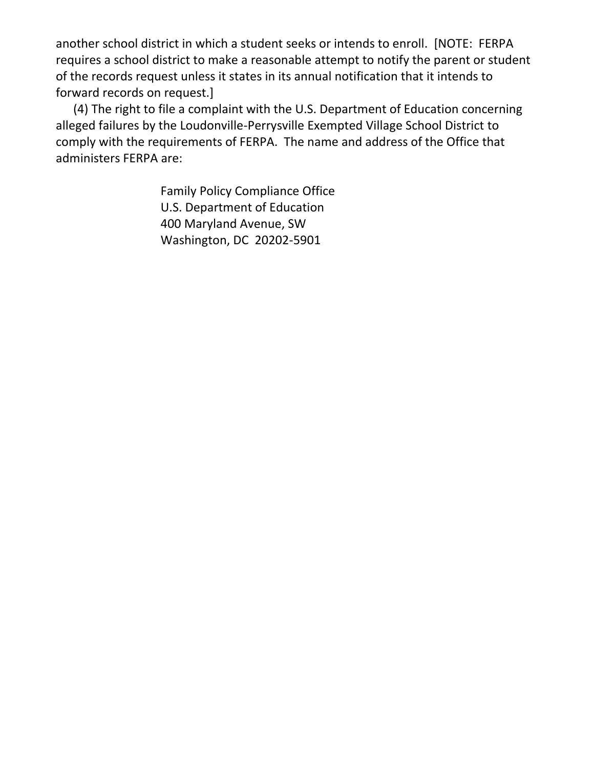another school district in which a student seeks or intends to enroll. [NOTE: FERPA requires a school district to make a reasonable attempt to notify the parent or student of the records request unless it states in its annual notification that it intends to forward records on request.]

(4) The right to file a complaint with the U.S. Department of Education concerning alleged failures by the Loudonville-Perrysville Exempted Village School District to comply with the requirements of FERPA. The name and address of the Office that administers FERPA are:

Family Policy Compliance Office
U.S. Department of Education
400 Maryland Avenue, SW
Washington, DC 20202-5901